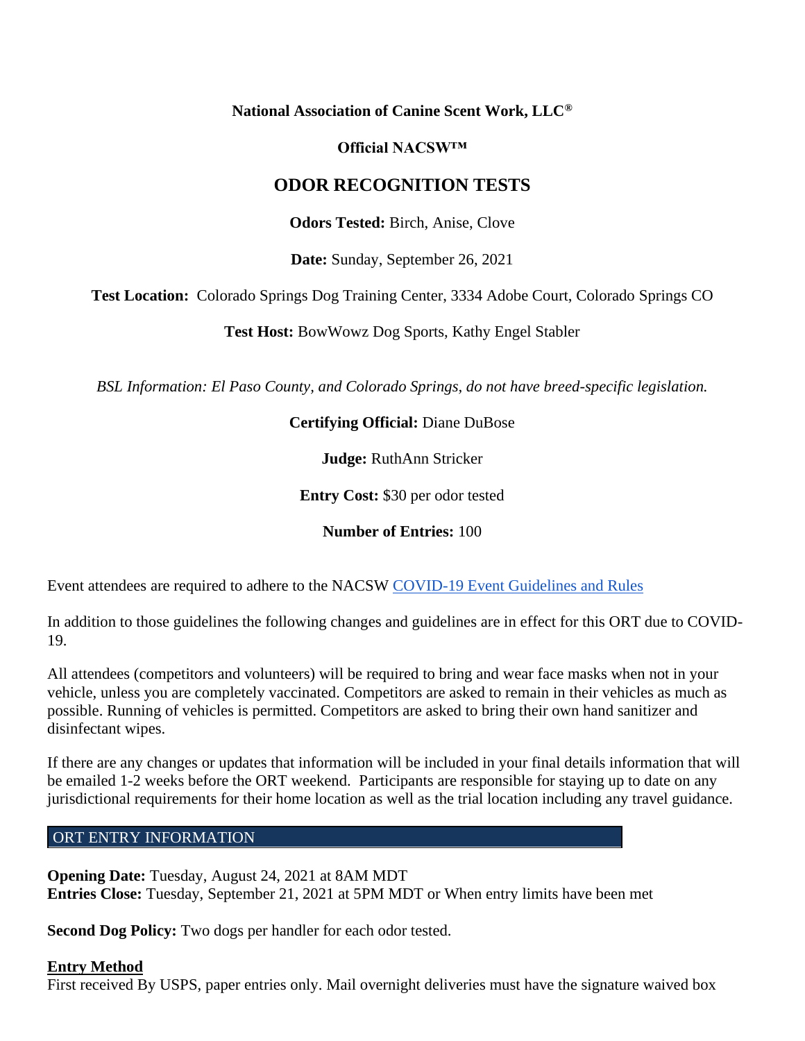**National Association of Canine Scent Work, LLC®**

**Official NACSW™**

## ODOR RECOGNITION TESTS

**Odors Tested:** Birch, Anise, Clove

**Date:** Sunday, September 26, 2021

**Test Location:** Colorado Springs Dog Training Center, 3334 Adobe Court, Colorado Springs CO

**Test Host:** BowWowz Dog Sports, Kathy Engel Stabler

*BSL Information: El Paso County, and Colorado Springs, do not have breed-specific legislation.*

**Certifying Official:** Diane DuBose

**Judge:** RuthAnn Stricker

**Entry Cost:** $30 per odor tested

**Number of Entries:** 100

Event attendees are required to adhere to the NACSW [COVID-19 Event Guidelines and Rules]

In addition to those guidelines the following changes and guidelines are in effect for this ORT due to COVID-19.

All attendees (competitors and volunteers) will be required to bring and wear face masks when not in your vehicle, unless you are completely vaccinated. Competitors are asked to remain in their vehicles as much as possible. Running of vehicles is permitted. Competitors are asked to bring their own hand sanitizer and disinfectant wipes.

If there are any changes or updates that information will be included in your final details information that will be emailed 1-2 weeks before the ORT weekend. Participants are responsible for staying up to date on any jurisdictional requirements for their home location as well as the trial location including any travel guidance.

## ORT ENTRY INFORMATION

**Opening Date:** Tuesday, August 24, 2021 at 8AM MDT
**Entries Close:** Tuesday, September 21, 2021 at 5PM MDT or When entry limits have been met

**Second Dog Policy:** Two dogs per handler for each odor tested.

**Entry Method**
First received By USPS, paper entries only. Mail overnight deliveries must have the signature waived box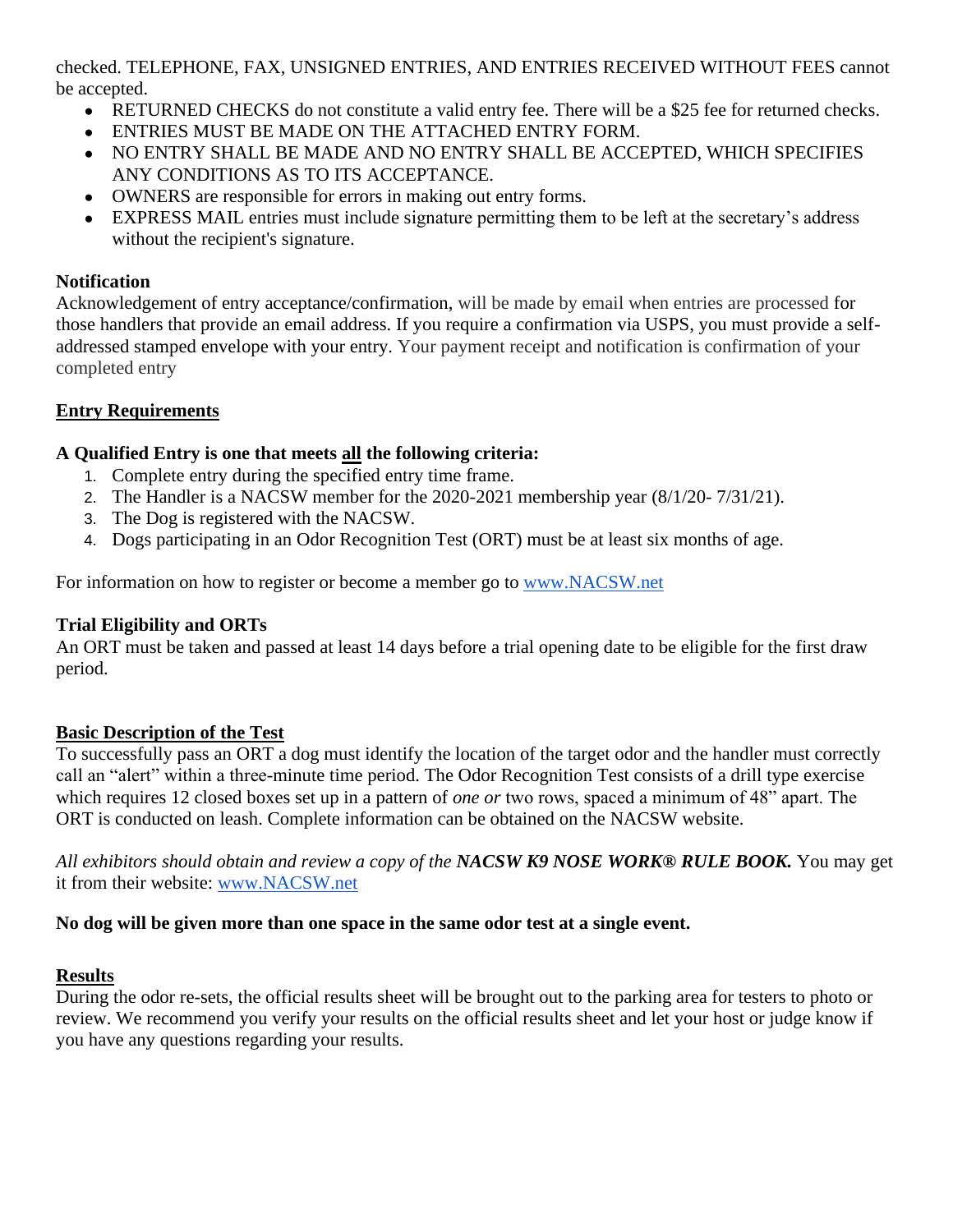checked. TELEPHONE, FAX, UNSIGNED ENTRIES, AND ENTRIES RECEIVED WITHOUT FEES cannot be accepted.

- RETURNED CHECKS do not constitute a valid entry fee. There will be a $25 fee for returned checks.
- ENTRIES MUST BE MADE ON THE ATTACHED ENTRY FORM.
- NO ENTRY SHALL BE MADE AND NO ENTRY SHALL BE ACCEPTED, WHICH SPECIFIES ANY CONDITIONS AS TO ITS ACCEPTANCE.
- OWNERS are responsible for errors in making out entry forms.
- EXPRESS MAIL entries must include signature permitting them to be left at the secretary's address without the recipient's signature.

**Notification**
Acknowledgement of entry acceptance/confirmation, will be made by email when entries are processed for those handlers that provide an email address. If you require a confirmation via USPS, you must provide a self-addressed stamped envelope with your entry. Your payment receipt and notification is confirmation of your completed entry

## Entry Requirements

**A Qualified Entry is one that meets all the following criteria:**

1. Complete entry during the specified entry time frame.
2. The Handler is a NACSW member for the 2020-2021 membership year (8/1/20- 7/31/21).
3. The Dog is registered with the NACSW.
4. Dogs participating in an Odor Recognition Test (ORT) must be at least six months of age.

For information on how to register or become a member go to www.NACSW.net

**Trial Eligibility and ORTs**
An ORT must be taken and passed at least 14 days before a trial opening date to be eligible for the first draw period.

## Basic Description of the Test

To successfully pass an ORT a dog must identify the location of the target odor and the handler must correctly call an "alert" within a three-minute time period. The Odor Recognition Test consists of a drill type exercise which requires 12 closed boxes set up in a pattern of *one or* two rows, spaced a minimum of 48" apart. The ORT is conducted on leash. Complete information can be obtained on the NACSW website.

*All exhibitors should obtain and review a copy of the* ***NACSW K9 NOSE WORK® RULE BOOK.*** You may get it from their website: www.NACSW.net

**No dog will be given more than one space in the same odor test at a single event.**

## Results

During the odor re-sets, the official results sheet will be brought out to the parking area for testers to photo or review. We recommend you verify your results on the official results sheet and let your host or judge know if you have any questions regarding your results.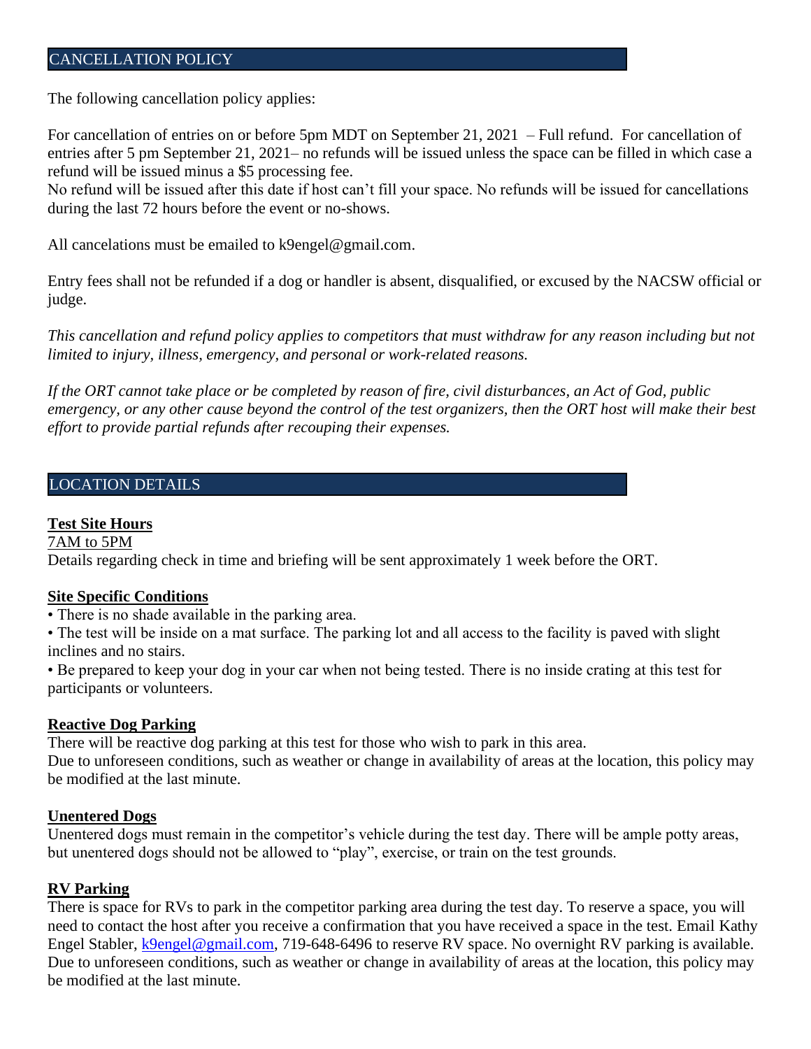## CANCELLATION POLICY

The following cancellation policy applies:

For cancellation of entries on or before 5pm MDT on September 21, 2021 – Full refund. For cancellation of entries after 5 pm September 21, 2021– no refunds will be issued unless the space can be filled in which case a refund will be issued minus a $5 processing fee.
No refund will be issued after this date if host can't fill your space. No refunds will be issued for cancellations during the last 72 hours before the event or no-shows.

All cancelations must be emailed to k9engel@gmail.com.

Entry fees shall not be refunded if a dog or handler is absent, disqualified, or excused by the NACSW official or judge.

*This cancellation and refund policy applies to competitors that must withdraw for any reason including but not limited to injury, illness, emergency, and personal or work-related reasons.*

*If the ORT cannot take place or be completed by reason of fire, civil disturbances, an Act of God, public emergency, or any other cause beyond the control of the test organizers, then the ORT host will make their best effort to provide partial refunds after recouping their expenses.*

## LOCATION DETAILS

**Test Site Hours**

7AM to 5PM

Details regarding check in time and briefing will be sent approximately 1 week before the ORT.

**Site Specific Conditions**

- There is no shade available in the parking area.
- The test will be inside on a mat surface. The parking lot and all access to the facility is paved with slight inclines and no stairs.
- Be prepared to keep your dog in your car when not being tested. There is no inside crating at this test for participants or volunteers.

**Reactive Dog Parking**

There will be reactive dog parking at this test for those who wish to park in this area.
Due to unforeseen conditions, such as weather or change in availability of areas at the location, this policy may be modified at the last minute.

**Unentered Dogs**

Unentered dogs must remain in the competitor's vehicle during the test day. There will be ample potty areas, but unentered dogs should not be allowed to "play", exercise, or train on the test grounds.

**RV Parking**

There is space for RVs to park in the competitor parking area during the test day. To reserve a space, you will need to contact the host after you receive a confirmation that you have received a space in the test. Email Kathy Engel Stabler, k9engel@gmail.com, 719-648-6496 to reserve RV space. No overnight RV parking is available. Due to unforeseen conditions, such as weather or change in availability of areas at the location, this policy may be modified at the last minute.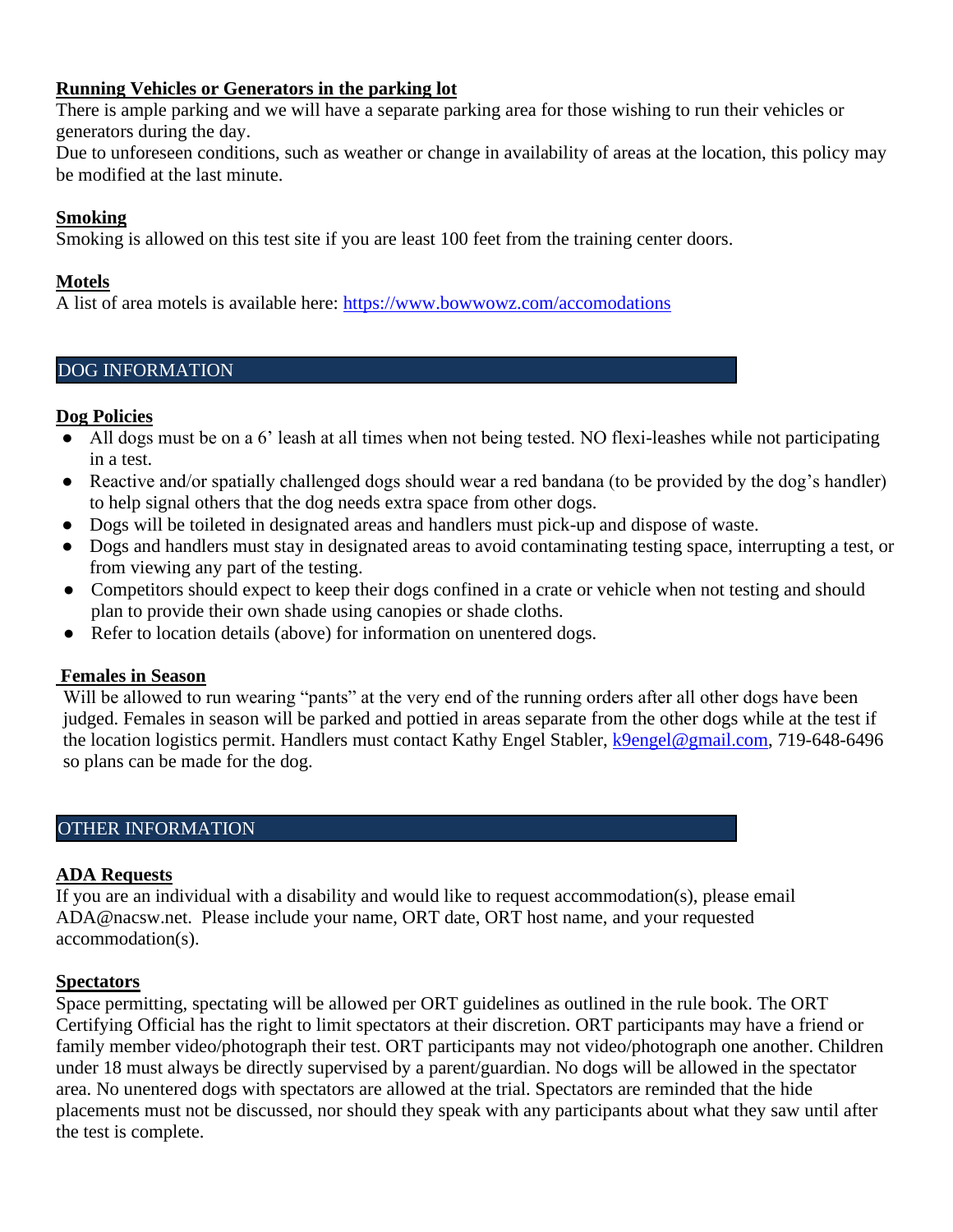**Running Vehicles or Generators in the parking lot**

There is ample parking and we will have a separate parking area for those wishing to run their vehicles or generators during the day.

Due to unforeseen conditions, such as weather or change in availability of areas at the location, this policy may be modified at the last minute.

**Smoking**

Smoking is allowed on this test site if you are least 100 feet from the training center doors.

**Motels**

A list of area motels is available here: [https://www.bowwowz.com/accomodations](https://www.bowwowz.com/accomodations)

## DOG INFORMATION

**Dog Policies**

- All dogs must be on a 6' leash at all times when not being tested. NO flexi-leashes while not participating in a test.
- Reactive and/or spatially challenged dogs should wear a red bandana (to be provided by the dog's handler) to help signal others that the dog needs extra space from other dogs.
- Dogs will be toileted in designated areas and handlers must pick-up and dispose of waste.
- Dogs and handlers must stay in designated areas to avoid contaminating testing space, interrupting a test, or from viewing any part of the testing.
- Competitors should expect to keep their dogs confined in a crate or vehicle when not testing and should plan to provide their own shade using canopies or shade cloths.
- Refer to location details (above) for information on unentered dogs.

**Females in Season**

Will be allowed to run wearing "pants" at the very end of the running orders after all other dogs have been judged. Females in season will be parked and pottied in areas separate from the other dogs while at the test if the location logistics permit. Handlers must contact Kathy Engel Stabler, [k9engel@gmail.com](mailto:k9engel@gmail.com), 719-648-6496 so plans can be made for the dog.

## OTHER INFORMATION

**ADA Requests**

If you are an individual with a disability and would like to request accommodation(s), please email ADA@nacsw.net. Please include your name, ORT date, ORT host name, and your requested accommodation(s).

**Spectators**

Space permitting, spectating will be allowed per ORT guidelines as outlined in the rule book. The ORT Certifying Official has the right to limit spectators at their discretion. ORT participants may have a friend or family member video/photograph their test. ORT participants may not video/photograph one another. Children under 18 must always be directly supervised by a parent/guardian. No dogs will be allowed in the spectator area. No unentered dogs with spectators are allowed at the trial. Spectators are reminded that the hide placements must not be discussed, nor should they speak with any participants about what they saw until after the test is complete.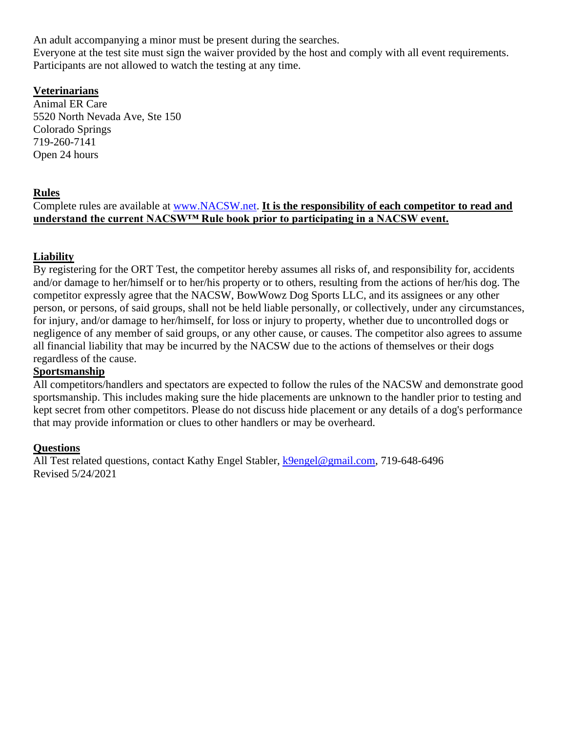An adult accompanying a minor must be present during the searches.
Everyone at the test site must sign the waiver provided by the host and comply with all event requirements. Participants are not allowed to watch the testing at any time.

## Veterinarians

Animal ER Care
5520 North Nevada Ave, Ste 150
Colorado Springs
719-260-7141
Open 24 hours

## Rules

Complete rules are available at www.NACSW.net. **It is the responsibility of each competitor to read and understand the current NACSW™ Rule book prior to participating in a NACSW event.**

## Liability

By registering for the ORT Test, the competitor hereby assumes all risks of, and responsibility for, accidents and/or damage to her/himself or to her/his property or to others, resulting from the actions of her/his dog. The competitor expressly agree that the NACSW, BowWowz Dog Sports LLC, and its assignees or any other person, or persons, of said groups, shall not be held liable personally, or collectively, under any circumstances, for injury, and/or damage to her/himself, for loss or injury to property, whether due to uncontrolled dogs or negligence of any member of said groups, or any other cause, or causes. The competitor also agrees to assume all financial liability that may be incurred by the NACSW due to the actions of themselves or their dogs regardless of the cause.

## Sportsmanship

All competitors/handlers and spectators are expected to follow the rules of the NACSW and demonstrate good sportsmanship. This includes making sure the hide placements are unknown to the handler prior to testing and kept secret from other competitors. Please do not discuss hide placement or any details of a dog's performance that may provide information or clues to other handlers or may be overheard.

## Questions

All Test related questions, contact Kathy Engel Stabler, k9engel@gmail.com, 719-648-6496
Revised 5/24/2021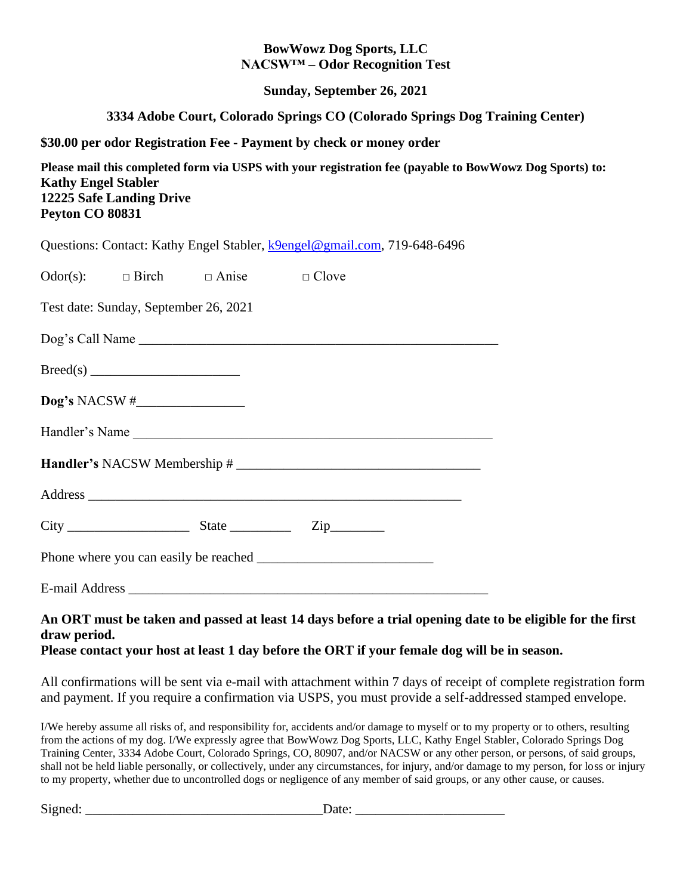**BowWowz Dog Sports, LLC**
**NACSW™ – Odor Recognition Test**

**Sunday, September 26, 2021**

**3334 Adobe Court, Colorado Springs CO (Colorado Springs Dog Training Center)**

**$30.00 per odor Registration Fee - Payment by check or money order**

**Please mail this completed form via USPS with your registration fee (payable to BowWowz Dog Sports) to:**
**Kathy Engel Stabler**
**12225 Safe Landing Drive**
**Peyton CO 80831**

Questions: Contact: Kathy Engel Stabler, k9engel@gmail.com, 719-648-6496

Odor(s): □ Birch □ Anise □ Clove

Test date: Sunday, September 26, 2021

Dog's Call Name ______________________________________________________

Breed(s) ______________________

**Dog's** NACSW #________________

Handler's Name ______________________________________________________

**Handler's** NACSW Membership # ____________________________________

Address ________________________________________________________

City _________________ State _________ Zip________

Phone where you can easily be reached _________________________

E-mail Address ______________________________________________________

**An ORT must be taken and passed at least 14 days before a trial opening date to be eligible for the first draw period.**
**Please contact your host at least 1 day before the ORT if your female dog will be in season.**

All confirmations will be sent via e-mail with attachment within 7 days of receipt of complete registration form and payment. If you require a confirmation via USPS, you must provide a self-addressed stamped envelope.

I/We hereby assume all risks of, and responsibility for, accidents and/or damage to myself or to my property or to others, resulting from the actions of my dog. I/We expressly agree that BowWowz Dog Sports, LLC, Kathy Engel Stabler, Colorado Springs Dog Training Center, 3334 Adobe Court, Colorado Springs, CO, 80907, and/or NACSW or any other person, or persons, of said groups, shall not be held liable personally, or collectively, under any circumstances, for injury, and/or damage to my person, for loss or injury to my property, whether due to uncontrolled dogs or negligence of any member of said groups, or any other cause, or causes.

Signed: __________________________________Date: _____________________